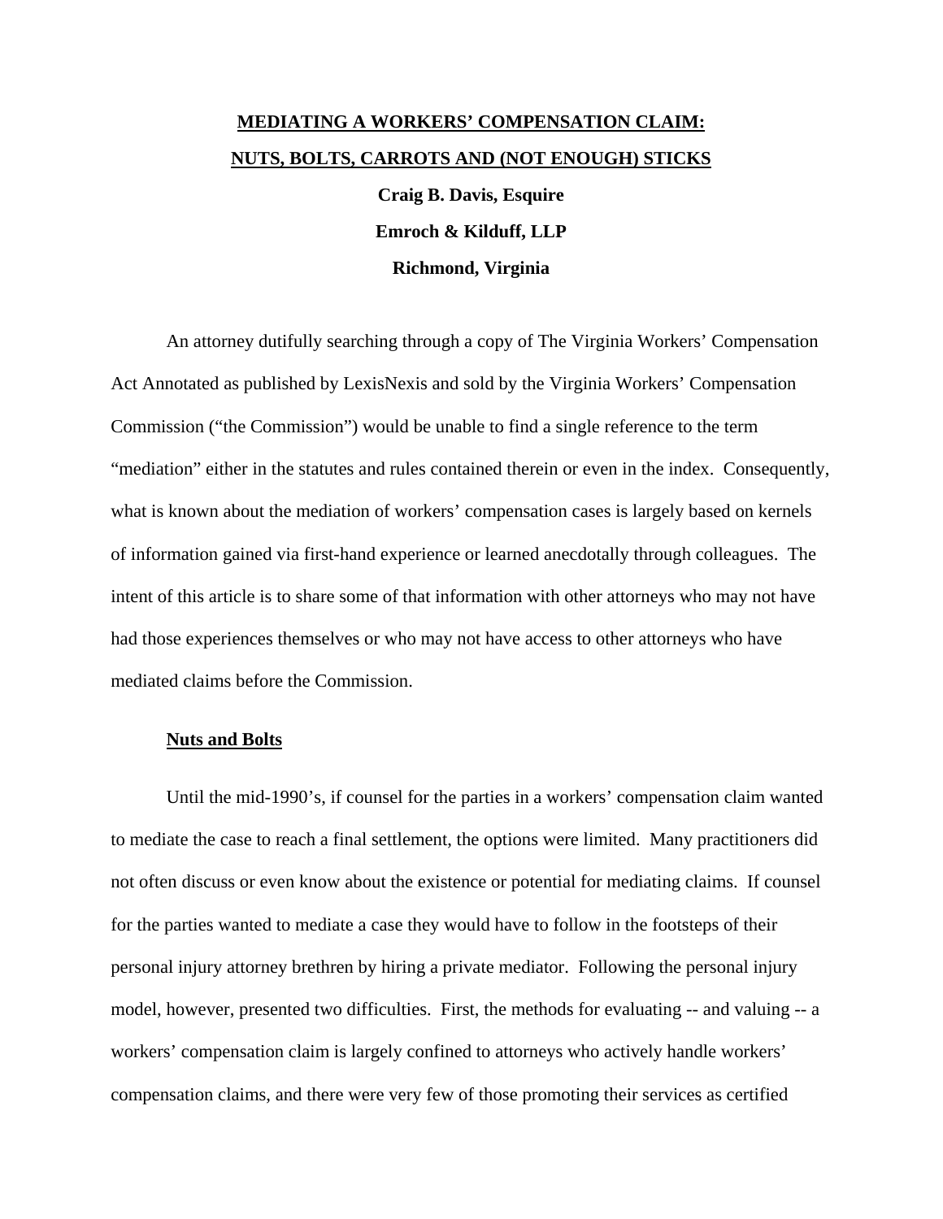# MEDIATING A WORKERS' COMPENSATION CLAIM: NUTS, BOLTS, CARROTS AND (NOT ENOUGH) STICKS

**Craig B. Davis, Esquire**

**Emroch & Kilduff, LLP**

**Richmond, Virginia**

An attorney dutifully searching through a copy of The Virginia Workers' Compensation Act Annotated as published by LexisNexis and sold by the Virginia Workers' Compensation Commission ("the Commission") would be unable to find a single reference to the term "mediation" either in the statutes and rules contained therein or even in the index. Consequently, what is known about the mediation of workers' compensation cases is largely based on kernels of information gained via first-hand experience or learned anecdotally through colleagues. The intent of this article is to share some of that information with other attorneys who may not have had those experiences themselves or who may not have access to other attorneys who have mediated claims before the Commission.

## Nuts and Bolts

Until the mid-1990's, if counsel for the parties in a workers' compensation claim wanted to mediate the case to reach a final settlement, the options were limited. Many practitioners did not often discuss or even know about the existence or potential for mediating claims. If counsel for the parties wanted to mediate a case they would have to follow in the footsteps of their personal injury attorney brethren by hiring a private mediator. Following the personal injury model, however, presented two difficulties. First, the methods for evaluating -- and valuing -- a workers' compensation claim is largely confined to attorneys who actively handle workers' compensation claims, and there were very few of those promoting their services as certified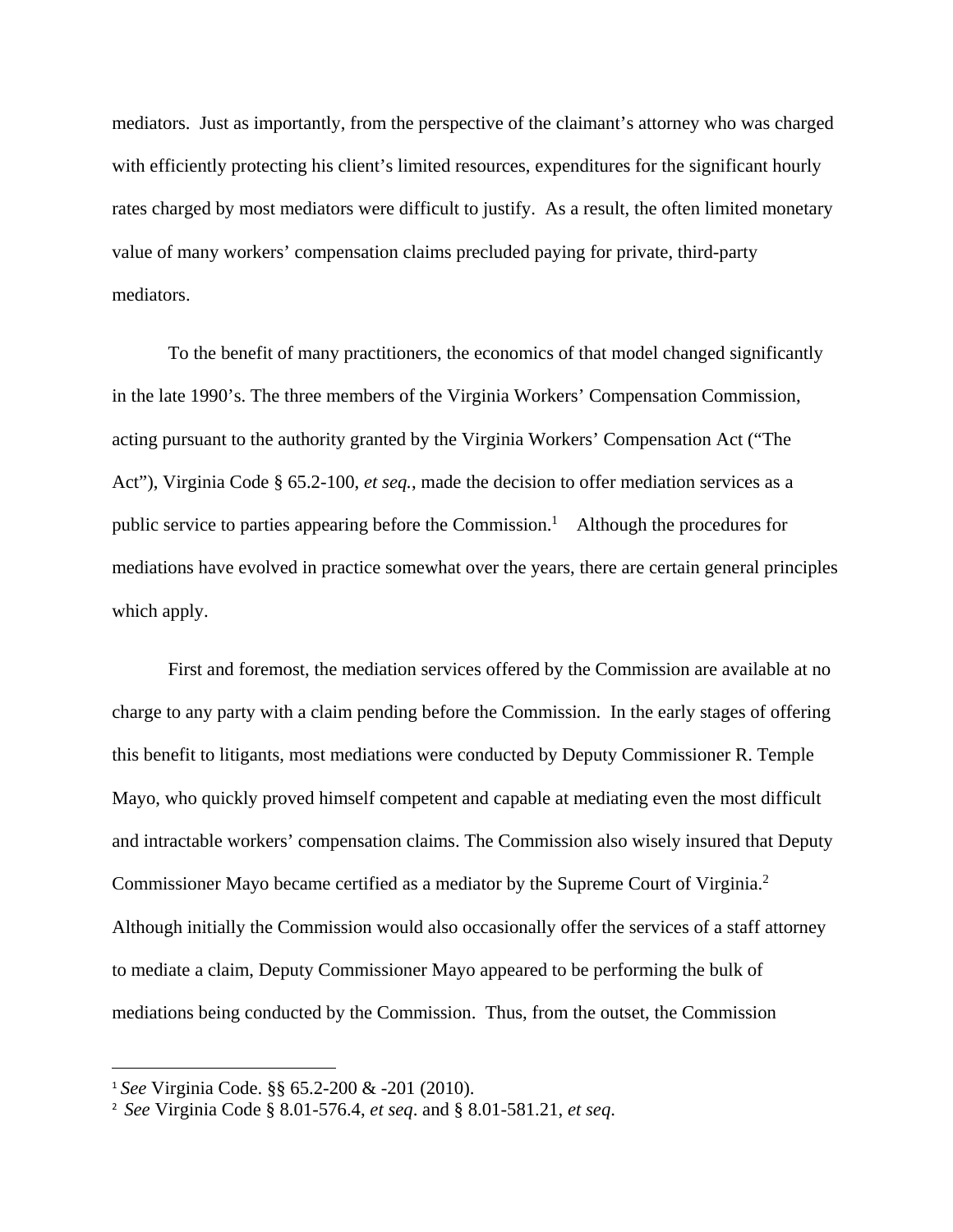mediators. Just as importantly, from the perspective of the claimant's attorney who was charged with efficiently protecting his client's limited resources, expenditures for the significant hourly rates charged by most mediators were difficult to justify. As a result, the often limited monetary value of many workers' compensation claims precluded paying for private, third-party mediators.

To the benefit of many practitioners, the economics of that model changed significantly in the late 1990's. The three members of the Virginia Workers' Compensation Commission, acting pursuant to the authority granted by the Virginia Workers' Compensation Act ("The Act"), Virginia Code § 65.2-100, *et seq.*, made the decision to offer mediation services as a public service to parties appearing before the Commission.[1] Although the procedures for mediations have evolved in practice somewhat over the years, there are certain general principles which apply.

First and foremost, the mediation services offered by the Commission are available at no charge to any party with a claim pending before the Commission. In the early stages of offering this benefit to litigants, most mediations were conducted by Deputy Commissioner R. Temple Mayo, who quickly proved himself competent and capable at mediating even the most difficult and intractable workers' compensation claims. The Commission also wisely insured that Deputy Commissioner Mayo became certified as a mediator by the Supreme Court of Virginia.[2] Although initially the Commission would also occasionally offer the services of a staff attorney to mediate a claim, Deputy Commissioner Mayo appeared to be performing the bulk of mediations being conducted by the Commission. Thus, from the outset, the Commission

---

[1] *See* Virginia Code. §§ 65.2-200 & -201 (2010).

[2] *See* Virginia Code § 8.01-576.4, *et seq.* and § 8.01-581.21, *et seq.*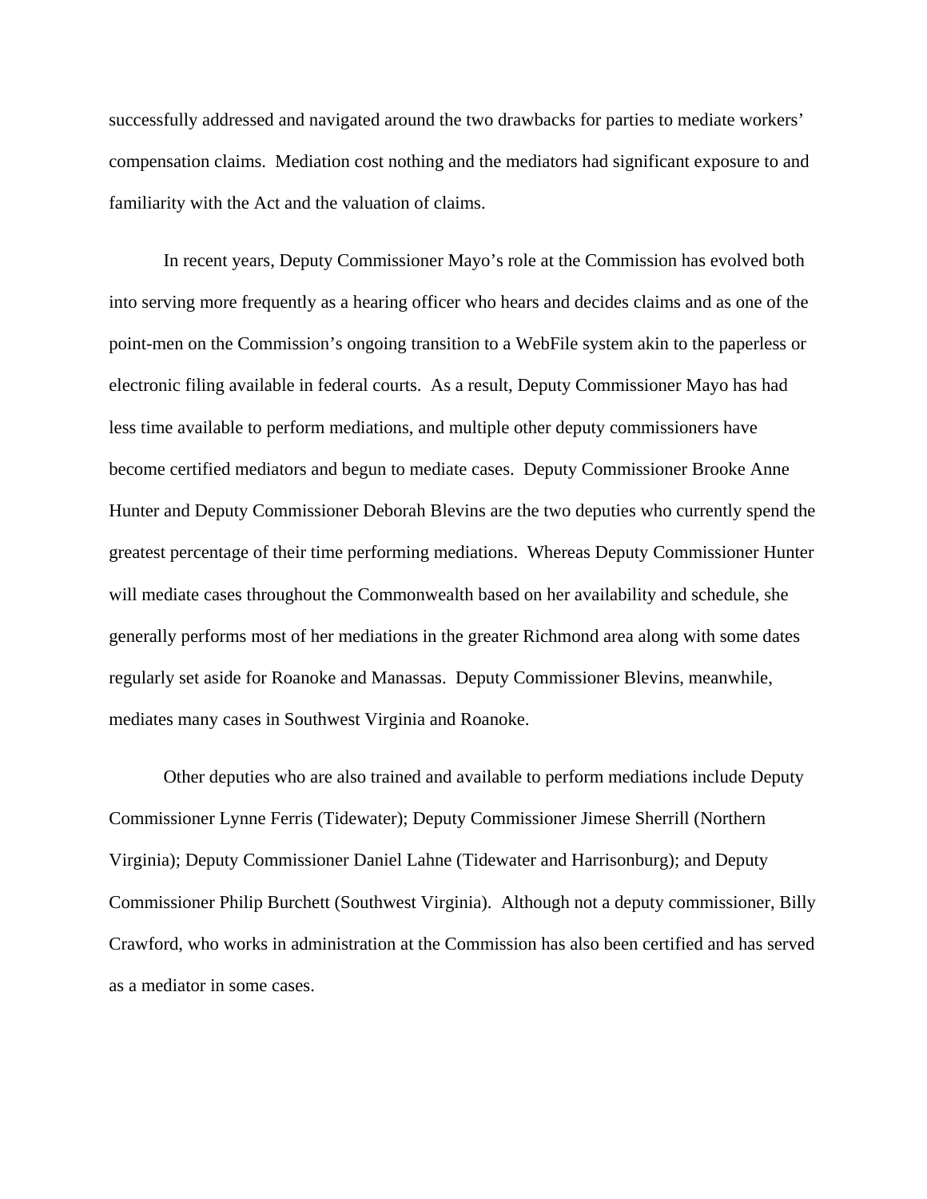successfully addressed and navigated around the two drawbacks for parties to mediate workers' compensation claims. Mediation cost nothing and the mediators had significant exposure to and familiarity with the Act and the valuation of claims.

In recent years, Deputy Commissioner Mayo's role at the Commission has evolved both into serving more frequently as a hearing officer who hears and decides claims and as one of the point-men on the Commission's ongoing transition to a WebFile system akin to the paperless or electronic filing available in federal courts. As a result, Deputy Commissioner Mayo has had less time available to perform mediations, and multiple other deputy commissioners have become certified mediators and begun to mediate cases. Deputy Commissioner Brooke Anne Hunter and Deputy Commissioner Deborah Blevins are the two deputies who currently spend the greatest percentage of their time performing mediations. Whereas Deputy Commissioner Hunter will mediate cases throughout the Commonwealth based on her availability and schedule, she generally performs most of her mediations in the greater Richmond area along with some dates regularly set aside for Roanoke and Manassas. Deputy Commissioner Blevins, meanwhile, mediates many cases in Southwest Virginia and Roanoke.

Other deputies who are also trained and available to perform mediations include Deputy Commissioner Lynne Ferris (Tidewater); Deputy Commissioner Jimese Sherrill (Northern Virginia); Deputy Commissioner Daniel Lahne (Tidewater and Harrisonburg); and Deputy Commissioner Philip Burchett (Southwest Virginia). Although not a deputy commissioner, Billy Crawford, who works in administration at the Commission has also been certified and has served as a mediator in some cases.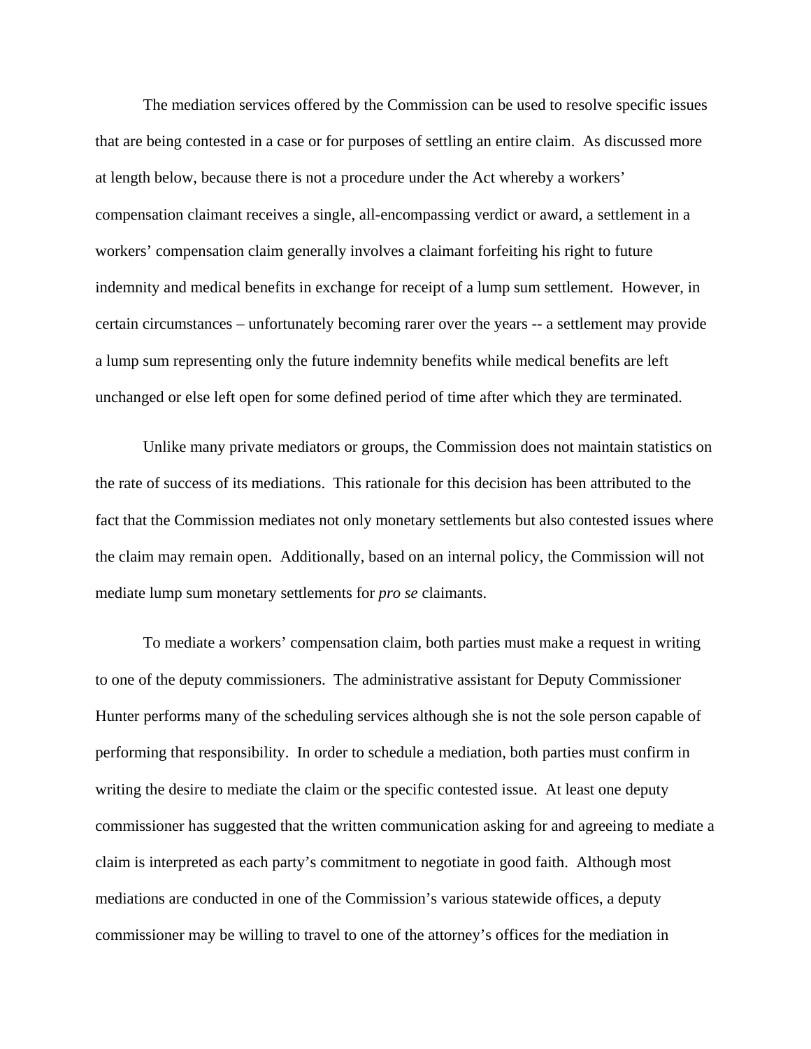The mediation services offered by the Commission can be used to resolve specific issues that are being contested in a case or for purposes of settling an entire claim. As discussed more at length below, because there is not a procedure under the Act whereby a workers' compensation claimant receives a single, all-encompassing verdict or award, a settlement in a workers' compensation claim generally involves a claimant forfeiting his right to future indemnity and medical benefits in exchange for receipt of a lump sum settlement. However, in certain circumstances – unfortunately becoming rarer over the years -- a settlement may provide a lump sum representing only the future indemnity benefits while medical benefits are left unchanged or else left open for some defined period of time after which they are terminated.

Unlike many private mediators or groups, the Commission does not maintain statistics on the rate of success of its mediations. This rationale for this decision has been attributed to the fact that the Commission mediates not only monetary settlements but also contested issues where the claim may remain open. Additionally, based on an internal policy, the Commission will not mediate lump sum monetary settlements for *pro se* claimants.

To mediate a workers' compensation claim, both parties must make a request in writing to one of the deputy commissioners. The administrative assistant for Deputy Commissioner Hunter performs many of the scheduling services although she is not the sole person capable of performing that responsibility. In order to schedule a mediation, both parties must confirm in writing the desire to mediate the claim or the specific contested issue. At least one deputy commissioner has suggested that the written communication asking for and agreeing to mediate a claim is interpreted as each party's commitment to negotiate in good faith. Although most mediations are conducted in one of the Commission's various statewide offices, a deputy commissioner may be willing to travel to one of the attorney's offices for the mediation in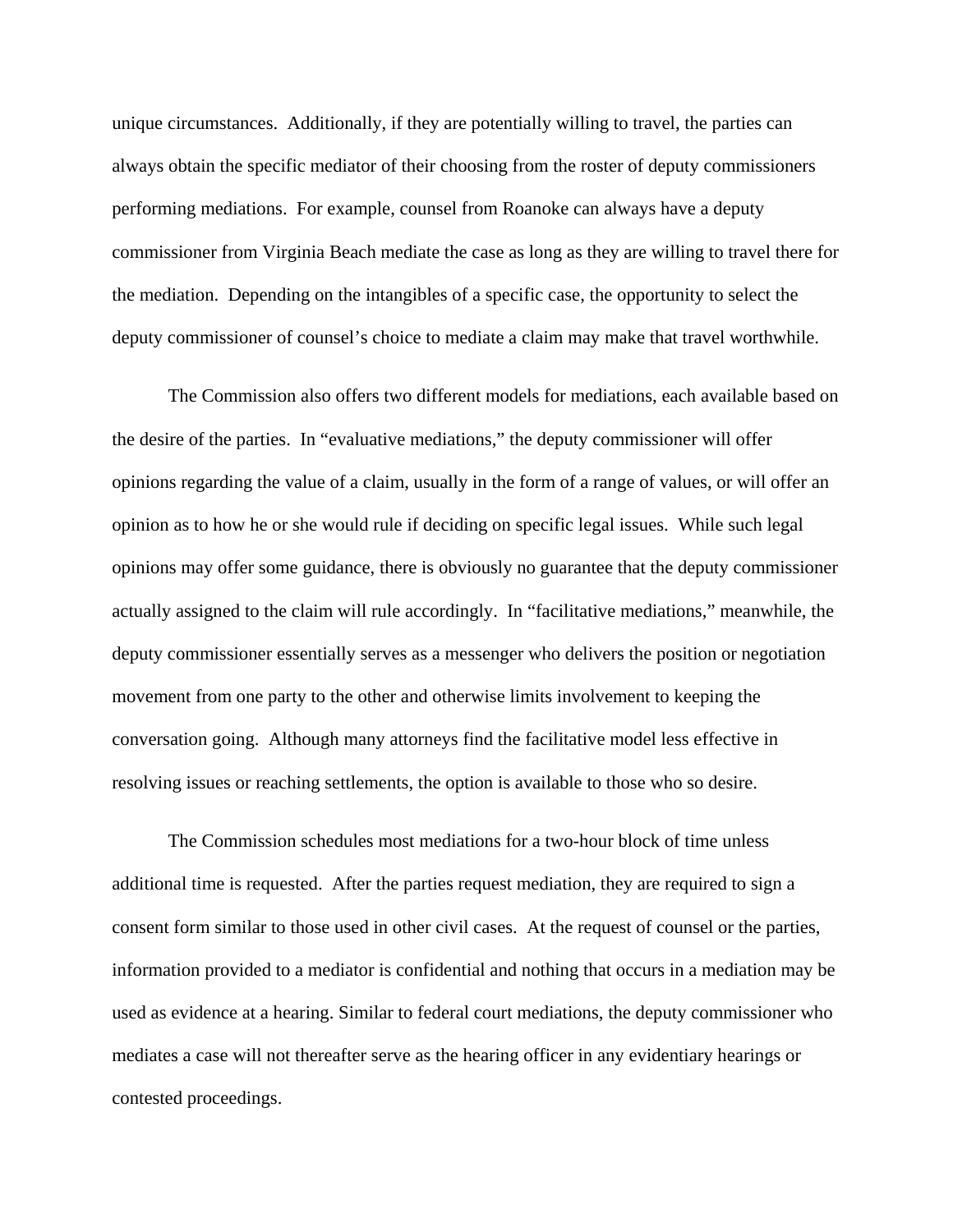unique circumstances. Additionally, if they are potentially willing to travel, the parties can always obtain the specific mediator of their choosing from the roster of deputy commissioners performing mediations. For example, counsel from Roanoke can always have a deputy commissioner from Virginia Beach mediate the case as long as they are willing to travel there for the mediation. Depending on the intangibles of a specific case, the opportunity to select the deputy commissioner of counsel's choice to mediate a claim may make that travel worthwhile.

The Commission also offers two different models for mediations, each available based on the desire of the parties. In "evaluative mediations," the deputy commissioner will offer opinions regarding the value of a claim, usually in the form of a range of values, or will offer an opinion as to how he or she would rule if deciding on specific legal issues. While such legal opinions may offer some guidance, there is obviously no guarantee that the deputy commissioner actually assigned to the claim will rule accordingly. In "facilitative mediations," meanwhile, the deputy commissioner essentially serves as a messenger who delivers the position or negotiation movement from one party to the other and otherwise limits involvement to keeping the conversation going. Although many attorneys find the facilitative model less effective in resolving issues or reaching settlements, the option is available to those who so desire.

The Commission schedules most mediations for a two-hour block of time unless additional time is requested. After the parties request mediation, they are required to sign a consent form similar to those used in other civil cases. At the request of counsel or the parties, information provided to a mediator is confidential and nothing that occurs in a mediation may be used as evidence at a hearing. Similar to federal court mediations, the deputy commissioner who mediates a case will not thereafter serve as the hearing officer in any evidentiary hearings or contested proceedings.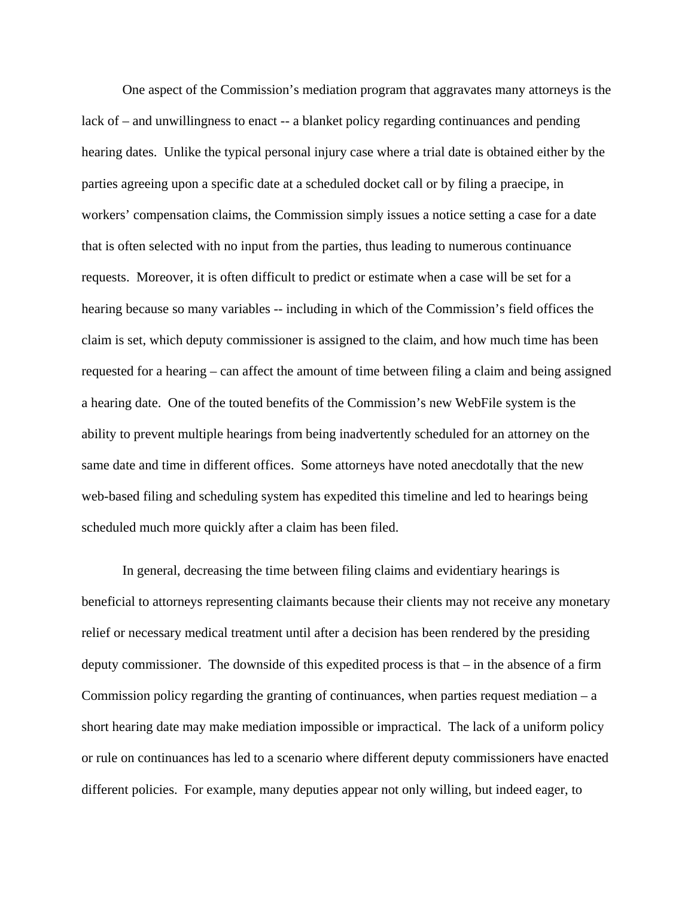One aspect of the Commission's mediation program that aggravates many attorneys is the lack of – and unwillingness to enact -- a blanket policy regarding continuances and pending hearing dates. Unlike the typical personal injury case where a trial date is obtained either by the parties agreeing upon a specific date at a scheduled docket call or by filing a praecipe, in workers' compensation claims, the Commission simply issues a notice setting a case for a date that is often selected with no input from the parties, thus leading to numerous continuance requests. Moreover, it is often difficult to predict or estimate when a case will be set for a hearing because so many variables -- including in which of the Commission's field offices the claim is set, which deputy commissioner is assigned to the claim, and how much time has been requested for a hearing – can affect the amount of time between filing a claim and being assigned a hearing date. One of the touted benefits of the Commission's new WebFile system is the ability to prevent multiple hearings from being inadvertently scheduled for an attorney on the same date and time in different offices. Some attorneys have noted anecdotally that the new web-based filing and scheduling system has expedited this timeline and led to hearings being scheduled much more quickly after a claim has been filed.

In general, decreasing the time between filing claims and evidentiary hearings is beneficial to attorneys representing claimants because their clients may not receive any monetary relief or necessary medical treatment until after a decision has been rendered by the presiding deputy commissioner. The downside of this expedited process is that – in the absence of a firm Commission policy regarding the granting of continuances, when parties request mediation – a short hearing date may make mediation impossible or impractical. The lack of a uniform policy or rule on continuances has led to a scenario where different deputy commissioners have enacted different policies. For example, many deputies appear not only willing, but indeed eager, to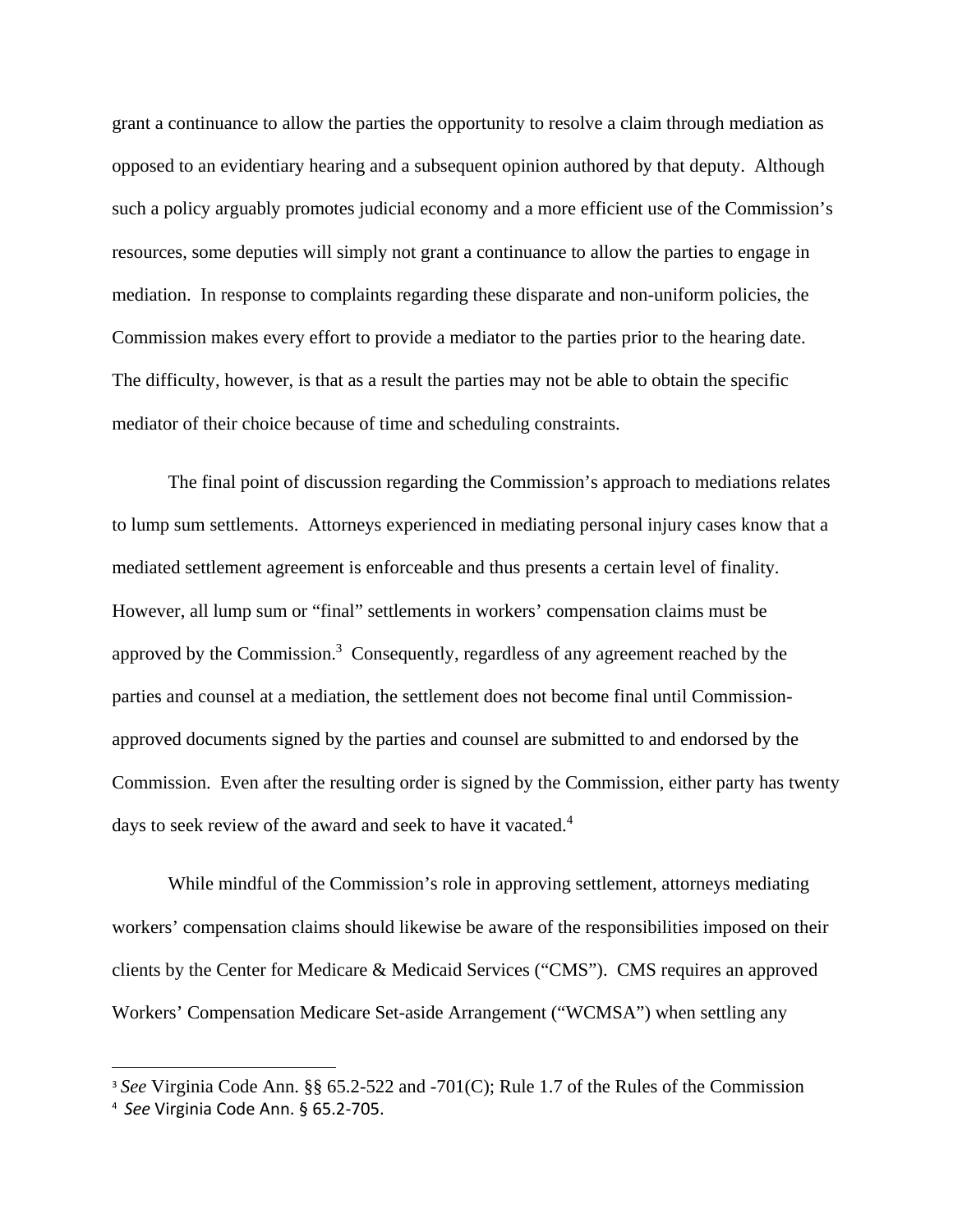grant a continuance to allow the parties the opportunity to resolve a claim through mediation as opposed to an evidentiary hearing and a subsequent opinion authored by that deputy. Although such a policy arguably promotes judicial economy and a more efficient use of the Commission's resources, some deputies will simply not grant a continuance to allow the parties to engage in mediation. In response to complaints regarding these disparate and non-uniform policies, the Commission makes every effort to provide a mediator to the parties prior to the hearing date. The difficulty, however, is that as a result the parties may not be able to obtain the specific mediator of their choice because of time and scheduling constraints.

The final point of discussion regarding the Commission's approach to mediations relates to lump sum settlements. Attorneys experienced in mediating personal injury cases know that a mediated settlement agreement is enforceable and thus presents a certain level of finality. However, all lump sum or "final" settlements in workers' compensation claims must be approved by the Commission.[3] Consequently, regardless of any agreement reached by the parties and counsel at a mediation, the settlement does not become final until Commission-approved documents signed by the parties and counsel are submitted to and endorsed by the Commission. Even after the resulting order is signed by the Commission, either party has twenty days to seek review of the award and seek to have it vacated.[4]

While mindful of the Commission's role in approving settlement, attorneys mediating workers' compensation claims should likewise be aware of the responsibilities imposed on their clients by the Center for Medicare & Medicaid Services ("CMS"). CMS requires an approved Workers' Compensation Medicare Set-aside Arrangement ("WCMSA") when settling any

---

[3] *See* Virginia Code Ann. §§ 65.2-522 and -701(C); Rule 1.7 of the Rules of the Commission

[4] *See* Virginia Code Ann. § 65.2-705.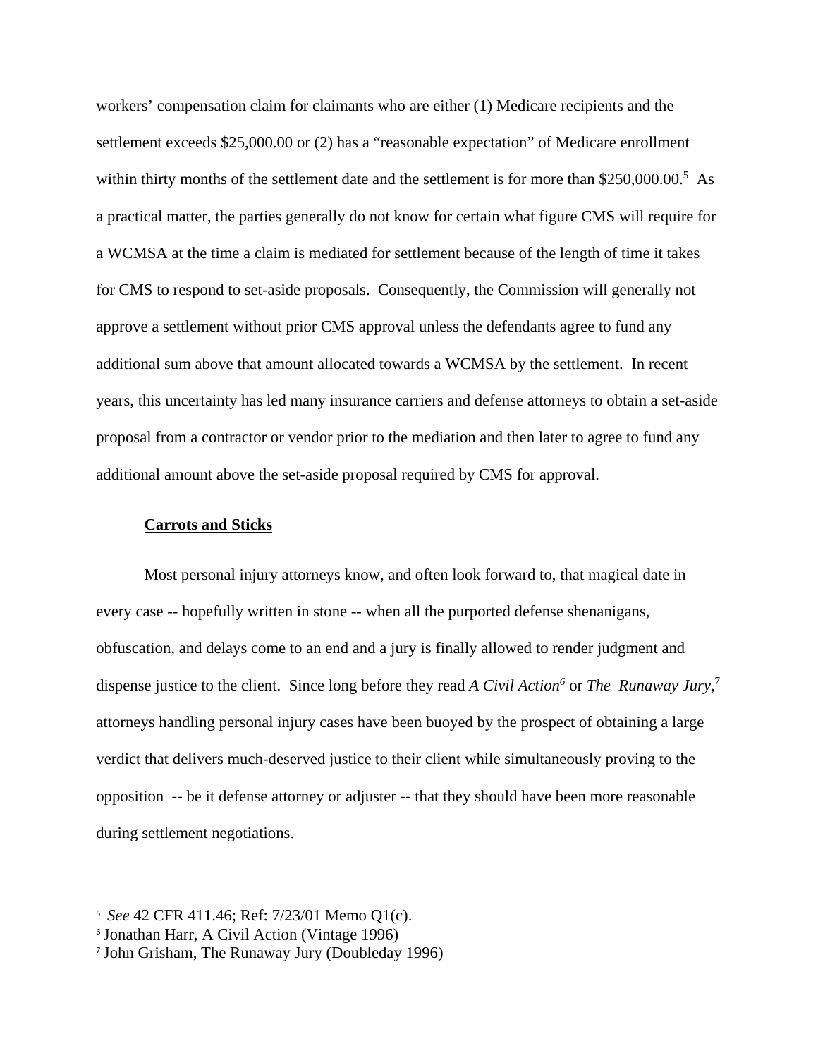workers' compensation claim for claimants who are either (1) Medicare recipients and the settlement exceeds $25,000.00 or (2) has a "reasonable expectation" of Medicare enrollment within thirty months of the settlement date and the settlement is for more than $250,000.00.[5] As a practical matter, the parties generally do not know for certain what figure CMS will require for a WCMSA at the time a claim is mediated for settlement because of the length of time it takes for CMS to respond to set-aside proposals. Consequently, the Commission will generally not approve a settlement without prior CMS approval unless the defendants agree to fund any additional sum above that amount allocated towards a WCMSA by the settlement. In recent years, this uncertainty has led many insurance carriers and defense attorneys to obtain a set-aside proposal from a contractor or vendor prior to the mediation and then later to agree to fund any additional amount above the set-aside proposal required by CMS for approval.

**Carrots and Sticks**

Most personal injury attorneys know, and often look forward to, that magical date in every case -- hopefully written in stone -- when all the purported defense shenanigans, obfuscation, and delays come to an end and a jury is finally allowed to render judgment and dispense justice to the client. Since long before they read *A Civil Action*[6] or *The Runaway Jury*,[7] attorneys handling personal injury cases have been buoyed by the prospect of obtaining a large verdict that delivers much-deserved justice to their client while simultaneously proving to the opposition -- be it defense attorney or adjuster -- that they should have been more reasonable during settlement negotiations.

---

[5] *See* 42 CFR 411.46; Ref: 7/23/01 Memo Q1(c).

[6] Jonathan Harr, A Civil Action (Vintage 1996)

[7] John Grisham, The Runaway Jury (Doubleday 1996)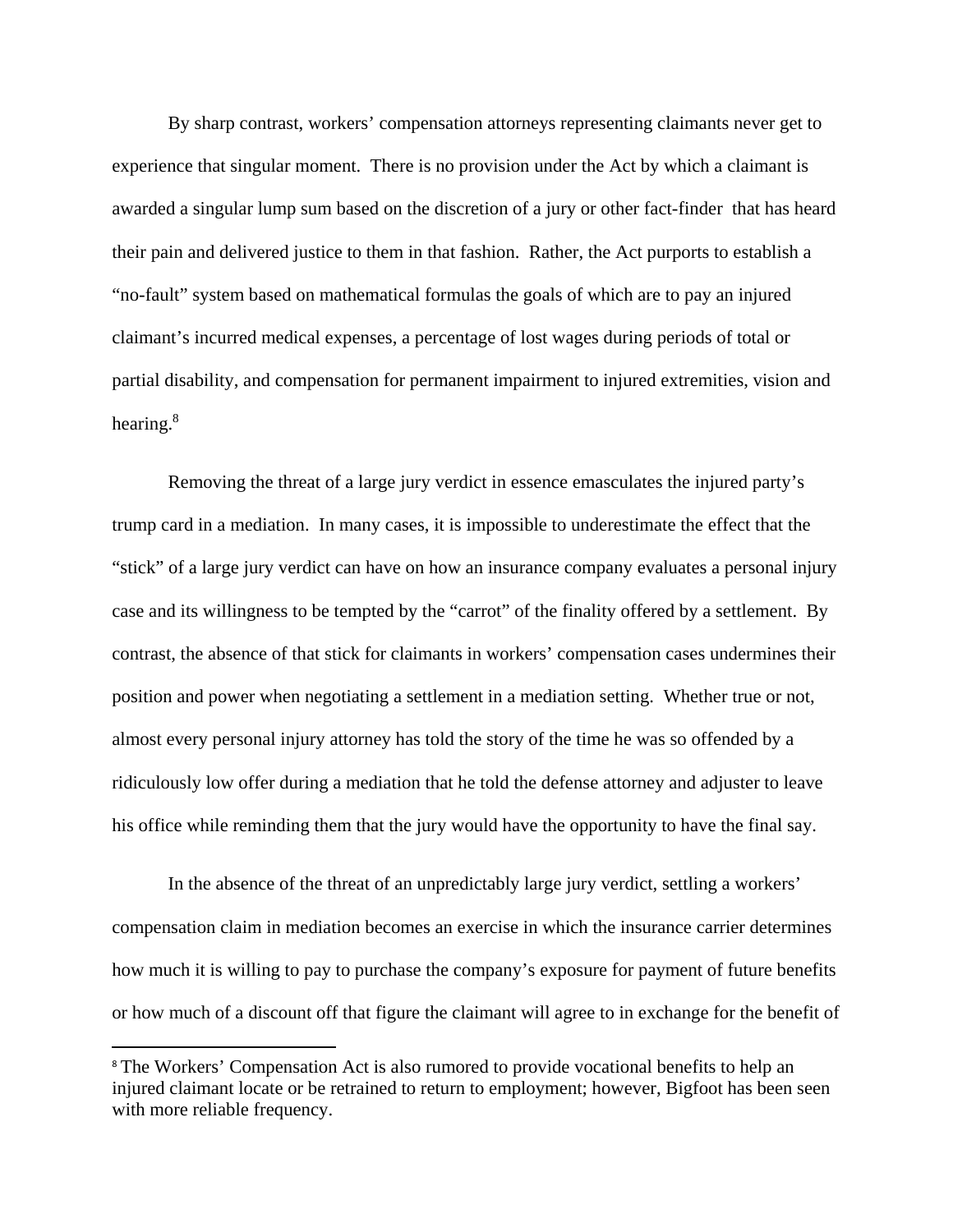By sharp contrast, workers' compensation attorneys representing claimants never get to experience that singular moment. There is no provision under the Act by which a claimant is awarded a singular lump sum based on the discretion of a jury or other fact-finder that has heard their pain and delivered justice to them in that fashion. Rather, the Act purports to establish a "no-fault" system based on mathematical formulas the goals of which are to pay an injured claimant's incurred medical expenses, a percentage of lost wages during periods of total or partial disability, and compensation for permanent impairment to injured extremities, vision and hearing.[8]

Removing the threat of a large jury verdict in essence emasculates the injured party's trump card in a mediation. In many cases, it is impossible to underestimate the effect that the "stick" of a large jury verdict can have on how an insurance company evaluates a personal injury case and its willingness to be tempted by the "carrot" of the finality offered by a settlement. By contrast, the absence of that stick for claimants in workers' compensation cases undermines their position and power when negotiating a settlement in a mediation setting. Whether true or not, almost every personal injury attorney has told the story of the time he was so offended by a ridiculously low offer during a mediation that he told the defense attorney and adjuster to leave his office while reminding them that the jury would have the opportunity to have the final say.

In the absence of the threat of an unpredictably large jury verdict, settling a workers' compensation claim in mediation becomes an exercise in which the insurance carrier determines how much it is willing to pay to purchase the company's exposure for payment of future benefits or how much of a discount off that figure the claimant will agree to in exchange for the benefit of

---

[8] The Workers' Compensation Act is also rumored to provide vocational benefits to help an injured claimant locate or be retrained to return to employment; however, Bigfoot has been seen with more reliable frequency.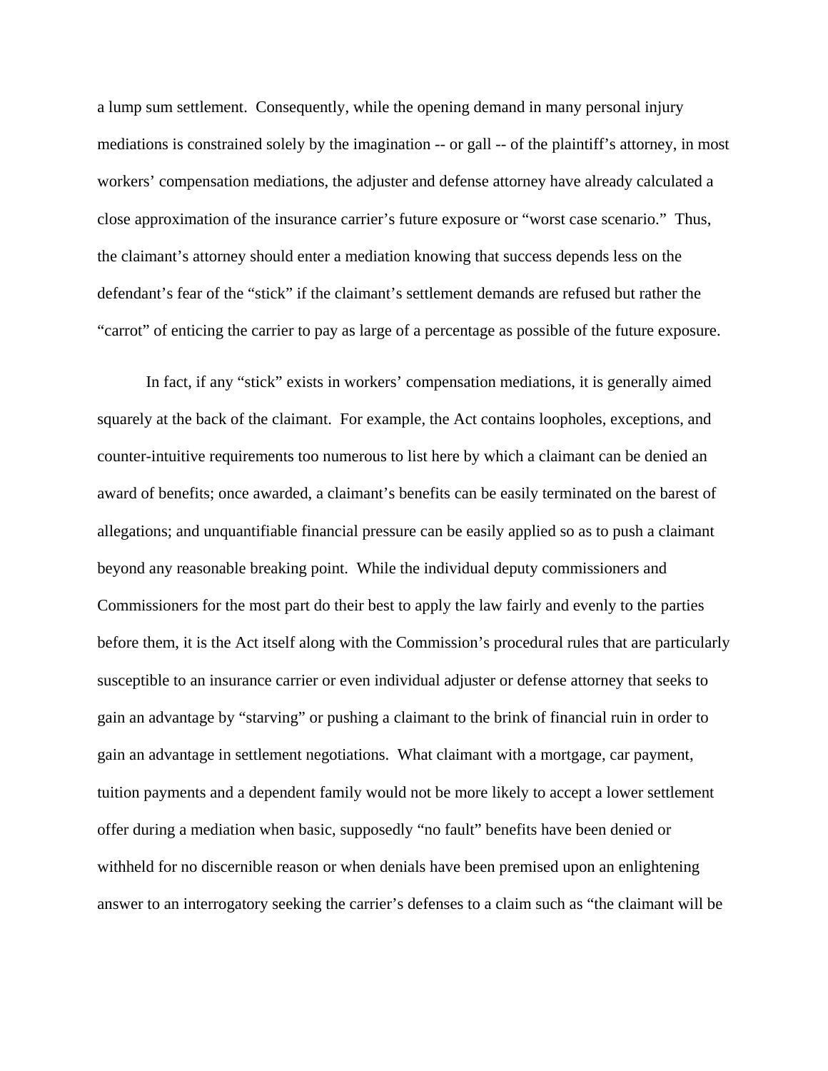a lump sum settlement. Consequently, while the opening demand in many personal injury mediations is constrained solely by the imagination -- or gall -- of the plaintiff's attorney, in most workers' compensation mediations, the adjuster and defense attorney have already calculated a close approximation of the insurance carrier's future exposure or "worst case scenario." Thus, the claimant's attorney should enter a mediation knowing that success depends less on the defendant's fear of the "stick" if the claimant's settlement demands are refused but rather the "carrot" of enticing the carrier to pay as large of a percentage as possible of the future exposure.

In fact, if any "stick" exists in workers' compensation mediations, it is generally aimed squarely at the back of the claimant. For example, the Act contains loopholes, exceptions, and counter-intuitive requirements too numerous to list here by which a claimant can be denied an award of benefits; once awarded, a claimant's benefits can be easily terminated on the barest of allegations; and unquantifiable financial pressure can be easily applied so as to push a claimant beyond any reasonable breaking point. While the individual deputy commissioners and Commissioners for the most part do their best to apply the law fairly and evenly to the parties before them, it is the Act itself along with the Commission's procedural rules that are particularly susceptible to an insurance carrier or even individual adjuster or defense attorney that seeks to gain an advantage by "starving" or pushing a claimant to the brink of financial ruin in order to gain an advantage in settlement negotiations. What claimant with a mortgage, car payment, tuition payments and a dependent family would not be more likely to accept a lower settlement offer during a mediation when basic, supposedly "no fault" benefits have been denied or withheld for no discernible reason or when denials have been premised upon an enlightening answer to an interrogatory seeking the carrier's defenses to a claim such as "the claimant will be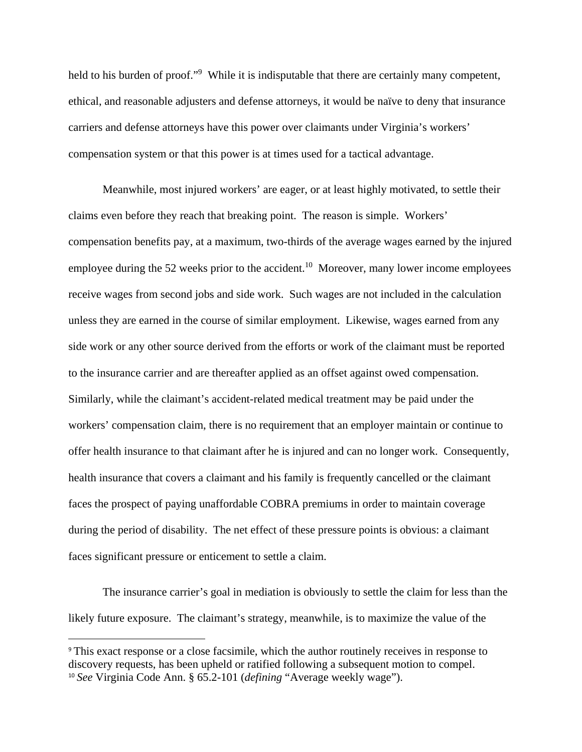held to his burden of proof."[9] While it is indisputable that there are certainly many competent, ethical, and reasonable adjusters and defense attorneys, it would be naïve to deny that insurance carriers and defense attorneys have this power over claimants under Virginia's workers' compensation system or that this power is at times used for a tactical advantage.

Meanwhile, most injured workers' are eager, or at least highly motivated, to settle their claims even before they reach that breaking point. The reason is simple. Workers' compensation benefits pay, at a maximum, two-thirds of the average wages earned by the injured employee during the 52 weeks prior to the accident.[10] Moreover, many lower income employees receive wages from second jobs and side work. Such wages are not included in the calculation unless they are earned in the course of similar employment. Likewise, wages earned from any side work or any other source derived from the efforts or work of the claimant must be reported to the insurance carrier and are thereafter applied as an offset against owed compensation. Similarly, while the claimant's accident-related medical treatment may be paid under the workers' compensation claim, there is no requirement that an employer maintain or continue to offer health insurance to that claimant after he is injured and can no longer work. Consequently, health insurance that covers a claimant and his family is frequently cancelled or the claimant faces the prospect of paying unaffordable COBRA premiums in order to maintain coverage during the period of disability. The net effect of these pressure points is obvious: a claimant faces significant pressure or enticement to settle a claim.

The insurance carrier's goal in mediation is obviously to settle the claim for less than the likely future exposure. The claimant's strategy, meanwhile, is to maximize the value of the

---

[9] This exact response or a close facsimile, which the author routinely receives in response to discovery requests, has been upheld or ratified following a subsequent motion to compel.

[10] *See* Virginia Code Ann. § 65.2-101 (*defining* "Average weekly wage").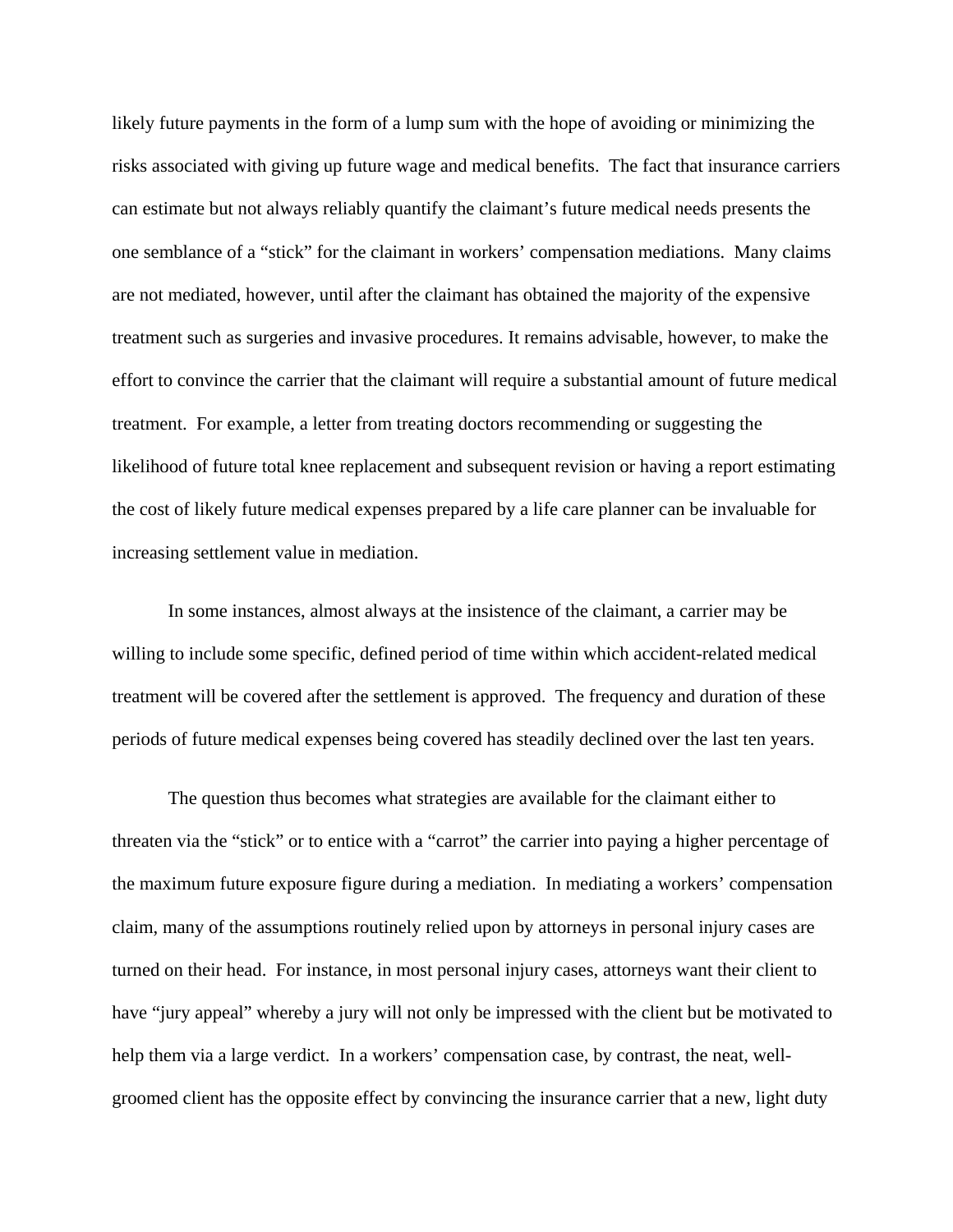likely future payments in the form of a lump sum with the hope of avoiding or minimizing the risks associated with giving up future wage and medical benefits. The fact that insurance carriers can estimate but not always reliably quantify the claimant's future medical needs presents the one semblance of a "stick" for the claimant in workers' compensation mediations. Many claims are not mediated, however, until after the claimant has obtained the majority of the expensive treatment such as surgeries and invasive procedures. It remains advisable, however, to make the effort to convince the carrier that the claimant will require a substantial amount of future medical treatment. For example, a letter from treating doctors recommending or suggesting the likelihood of future total knee replacement and subsequent revision or having a report estimating the cost of likely future medical expenses prepared by a life care planner can be invaluable for increasing settlement value in mediation.

In some instances, almost always at the insistence of the claimant, a carrier may be willing to include some specific, defined period of time within which accident-related medical treatment will be covered after the settlement is approved. The frequency and duration of these periods of future medical expenses being covered has steadily declined over the last ten years.

The question thus becomes what strategies are available for the claimant either to threaten via the "stick" or to entice with a "carrot" the carrier into paying a higher percentage of the maximum future exposure figure during a mediation. In mediating a workers' compensation claim, many of the assumptions routinely relied upon by attorneys in personal injury cases are turned on their head. For instance, in most personal injury cases, attorneys want their client to have "jury appeal" whereby a jury will not only be impressed with the client but be motivated to help them via a large verdict. In a workers' compensation case, by contrast, the neat, well-groomed client has the opposite effect by convincing the insurance carrier that a new, light duty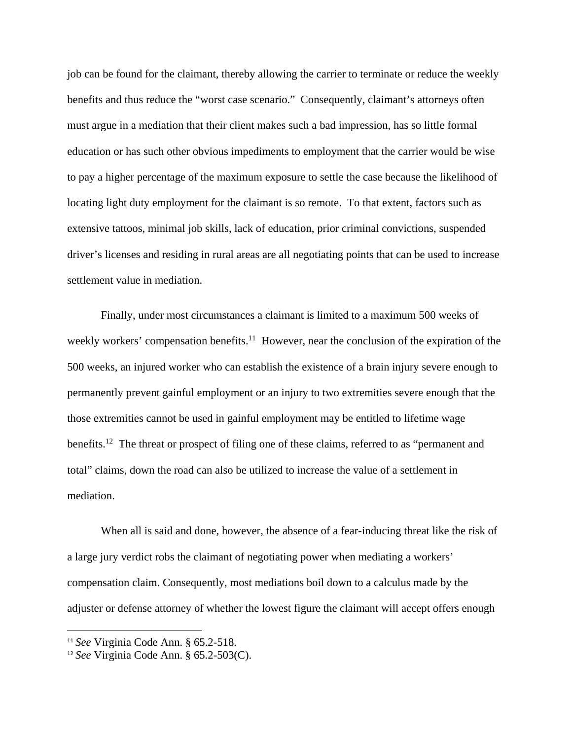job can be found for the claimant, thereby allowing the carrier to terminate or reduce the weekly benefits and thus reduce the “worst case scenario.” Consequently, claimant’s attorneys often must argue in a mediation that their client makes such a bad impression, has so little formal education or has such other obvious impediments to employment that the carrier would be wise to pay a higher percentage of the maximum exposure to settle the case because the likelihood of locating light duty employment for the claimant is so remote. To that extent, factors such as extensive tattoos, minimal job skills, lack of education, prior criminal convictions, suspended driver’s licenses and residing in rural areas are all negotiating points that can be used to increase settlement value in mediation.

Finally, under most circumstances a claimant is limited to a maximum 500 weeks of weekly workers’ compensation benefits.[11] However, near the conclusion of the expiration of the 500 weeks, an injured worker who can establish the existence of a brain injury severe enough to permanently prevent gainful employment or an injury to two extremities severe enough that the those extremities cannot be used in gainful employment may be entitled to lifetime wage benefits.[12] The threat or prospect of filing one of these claims, referred to as “permanent and total” claims, down the road can also be utilized to increase the value of a settlement in mediation.

When all is said and done, however, the absence of a fear-inducing threat like the risk of a large jury verdict robs the claimant of negotiating power when mediating a workers’ compensation claim. Consequently, most mediations boil down to a calculus made by the adjuster or defense attorney of whether the lowest figure the claimant will accept offers enough

---

[11] *See* Virginia Code Ann. § 65.2-518.

[12] *See* Virginia Code Ann. § 65.2-503(C).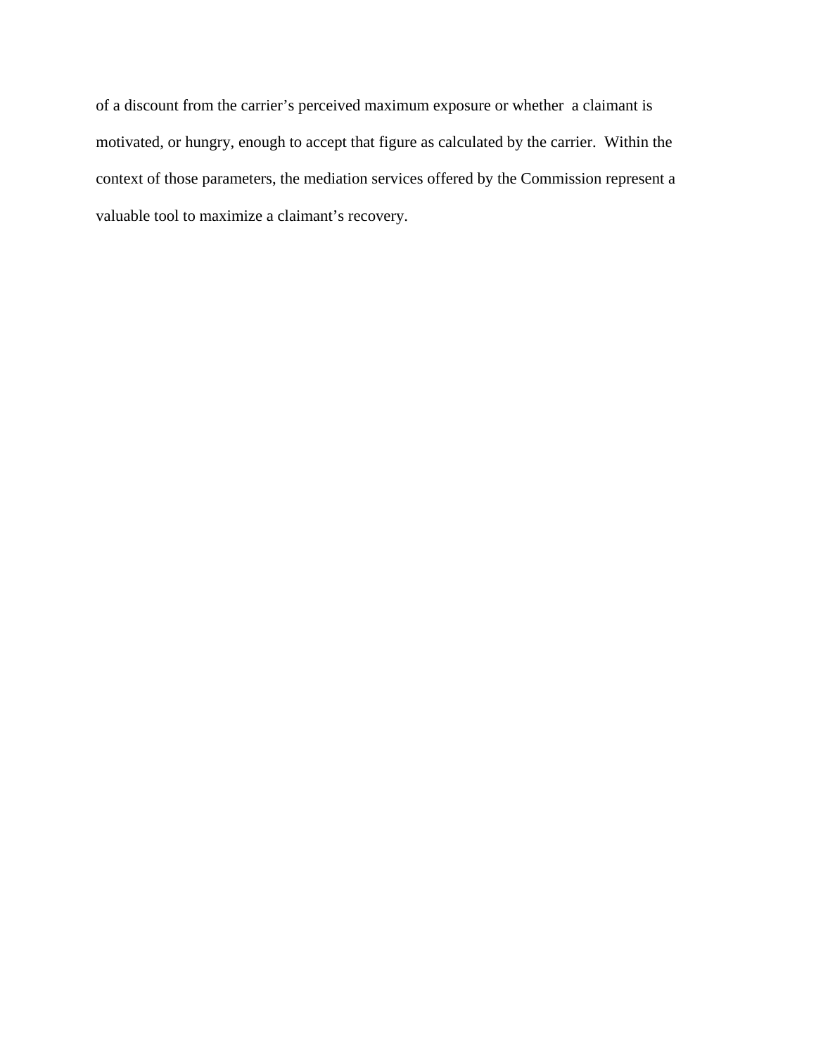of a discount from the carrier's perceived maximum exposure or whether a claimant is motivated, or hungry, enough to accept that figure as calculated by the carrier. Within the context of those parameters, the mediation services offered by the Commission represent a valuable tool to maximize a claimant's recovery.